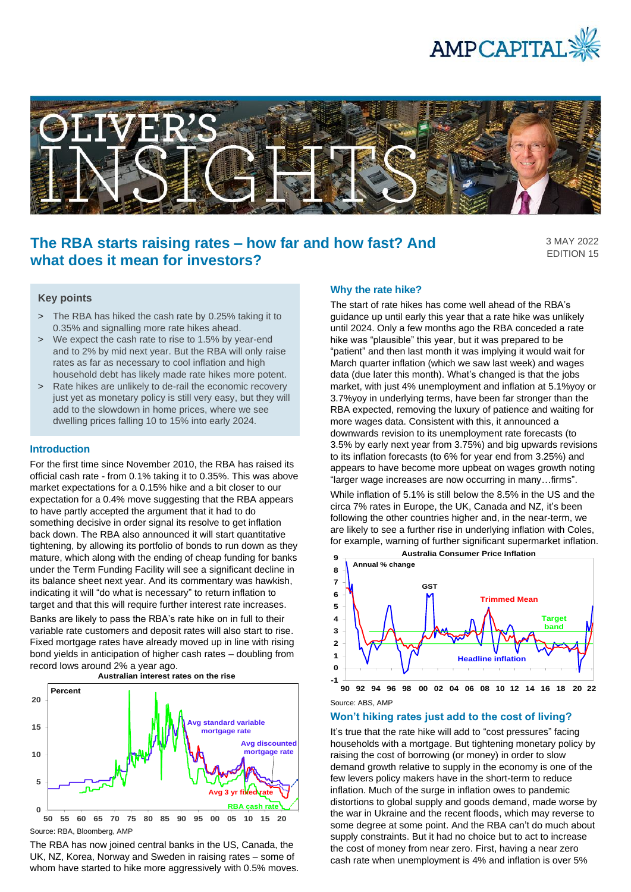# The RBA starts raising rates – how far and how fast? And what does it mean for investors?

3 MAY 2022
EDITION 15

### Key points

> The RBA has hiked the cash rate by 0.25% taking it to 0.35% and signalling more rate hikes ahead.

> We expect the cash rate to rise to 1.5% by year-end and to 2% by mid next year. But the RBA will only raise rates as far as necessary to cool inflation and high household debt has likely made rate hikes more potent.

> Rate hikes are unlikely to de-rail the economic recovery just yet as monetary policy is still very easy, but they will add to the slowdown in home prices, where we see dwelling prices falling 10 to 15% into early 2024.

## Introduction

For the first time since November 2010, the RBA has raised its official cash rate - from 0.1% taking it to 0.35%. This was above market expectations for a 0.15% hike and a bit closer to our expectation for a 0.4% move suggesting that the RBA appears to have partly accepted the argument that it had to do something decisive in order signal its resolve to get inflation back down. The RBA also announced it will start quantitative tightening, by allowing its portfolio of bonds to run down as they mature, which along with the ending of cheap funding for banks under the Term Funding Facility will see a significant decline in its balance sheet next year. And its commentary was hawkish, indicating it will "do what is necessary" to return inflation to target and that this will require further interest rate increases.

Banks are likely to pass the RBA's rate hike on in full to their variable rate customers and deposit rates will also start to rise. Fixed mortgage rates have already moved up in line with rising bond yields in anticipation of higher cash rates – doubling from record lows around 2% a year ago.

**Australian interest rates on the rise**

Source: RBA, Bloomberg, AMP

The RBA has now joined central banks in the US, Canada, the UK, NZ, Korea, Norway and Sweden in raising rates – some of whom have started to hike more aggressively with 0.5% moves.

## Why the rate hike?

The start of rate hikes has come well ahead of the RBA's guidance up until early this year that a rate hike was unlikely until 2024. Only a few months ago the RBA conceded a rate hike was "plausible" this year, but it was prepared to be "patient" and then last month it was implying it would wait for March quarter inflation (which we saw last week) and wages data (due later this month). What's changed is that the jobs market, with just 4% unemployment and inflation at 5.1%yoy or 3.7%yoy in underlying terms, have been far stronger than the RBA expected, removing the luxury of patience and waiting for more wages data. Consistent with this, it announced a downwards revision to its unemployment rate forecasts (to 3.5% by early next year from 3.75%) and big upwards revisions to its inflation forecasts (to 6% for year end from 3.25%) and appears to have become more upbeat on wages growth noting "larger wage increases are now occurring in many…firms".

While inflation of 5.1% is still below the 8.5% in the US and the circa 7% rates in Europe, the UK, Canada and NZ, it's been following the other countries higher and, in the near-term, we are likely to see a further rise in underlying inflation with Coles, for example, warning of further significant supermarket inflation.

**Australia Consumer Price Inflation**

Source: ABS, AMP

## Won't hiking rates just add to the cost of living?

It's true that the rate hike will add to "cost pressures" facing households with a mortgage. But tightening monetary policy by raising the cost of credit (or money) in order to slow demand growth relative to supply in the economy is one of the few levers policy makers have in the short-term to reduce inflation. Much of the surge in inflation owes to pandemic distortions to global supply and goods demand, made worse by the war in Ukraine and the recent floods, which may reverse to some degree at some point. And the RBA can't do much about supply constraints. But it had no choice but to act to increase the cost of money from near zero. First, having a near zero cash rate when unemployment is 4% and inflation is over 5%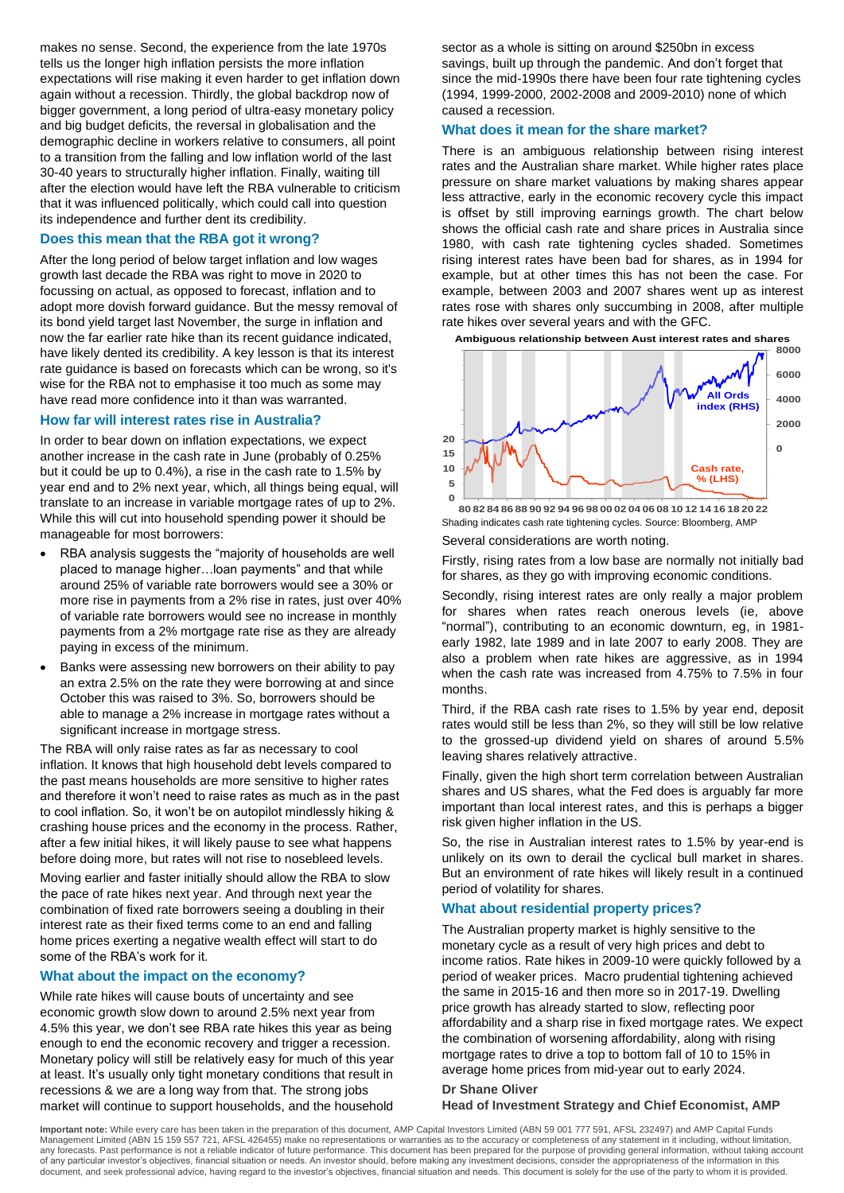makes no sense. Second, the experience from the late 1970s tells us the longer high inflation persists the more inflation expectations will rise making it even harder to get inflation down again without a recession. Thirdly, the global backdrop now of bigger government, a long period of ultra-easy monetary policy and big budget deficits, the reversal in globalisation and the demographic decline in workers relative to consumers, all point to a transition from the falling and low inflation world of the last 30-40 years to structurally higher inflation. Finally, waiting till after the election would have left the RBA vulnerable to criticism that it was influenced politically, which could call into question its independence and further dent its credibility.

## Does this mean that the RBA got it wrong?

After the long period of below target inflation and low wages growth last decade the RBA was right to move in 2020 to focussing on actual, as opposed to forecast, inflation and to adopt more dovish forward guidance. But the messy removal of its bond yield target last November, the surge in inflation and now the far earlier rate hike than its recent guidance indicated, have likely dented its credibility. A key lesson is that its interest rate guidance is based on forecasts which can be wrong, so it's wise for the RBA not to emphasise it too much as some may have read more confidence into it than was warranted.

## How far will interest rates rise in Australia?

In order to bear down on inflation expectations, we expect another increase in the cash rate in June (probably of 0.25% but it could be up to 0.4%), a rise in the cash rate to 1.5% by year end and to 2% next year, which, all things being equal, will translate to an increase in variable mortgage rates of up to 2%. While this will cut into household spending power it should be manageable for most borrowers:

- RBA analysis suggests the "majority of households are well placed to manage higher…loan payments" and that while around 25% of variable rate borrowers would see a 30% or more rise in payments from a 2% rise in rates, just over 40% of variable rate borrowers would see no increase in monthly payments from a 2% mortgage rate rise as they are already paying in excess of the minimum.
- Banks were assessing new borrowers on their ability to pay an extra 2.5% on the rate they were borrowing at and since October this was raised to 3%. So, borrowers should be able to manage a 2% increase in mortgage rates without a significant increase in mortgage stress.

The RBA will only raise rates as far as necessary to cool inflation. It knows that high household debt levels compared to the past means households are more sensitive to higher rates and therefore it won't need to raise rates as much as in the past to cool inflation. So, it won't be on autopilot mindlessly hiking & crashing house prices and the economy in the process. Rather, after a few initial hikes, it will likely pause to see what happens before doing more, but rates will not rise to nosebleed levels.

Moving earlier and faster initially should allow the RBA to slow the pace of rate hikes next year. And through next year the combination of fixed rate borrowers seeing a doubling in their interest rate as their fixed terms come to an end and falling home prices exerting a negative wealth effect will start to do some of the RBA's work for it.

## What about the impact on the economy?

While rate hikes will cause bouts of uncertainty and see economic growth slow down to around 2.5% next year from 4.5% this year, we don't see RBA rate hikes this year as being enough to end the economic recovery and trigger a recession. Monetary policy will still be relatively easy for much of this year at least. It's usually only tight monetary conditions that result in recessions & we are a long way from that. The strong jobs market will continue to support households, and the household sector as a whole is sitting on around $250bn in excess savings, built up through the pandemic. And don't forget that since the mid-1990s there have been four rate tightening cycles (1994, 1999-2000, 2002-2008 and 2009-2010) none of which caused a recession.

## What does it mean for the share market?

There is an ambiguous relationship between rising interest rates and the Australian share market. While higher rates place pressure on share market valuations by making shares appear less attractive, early in the economic recovery cycle this impact is offset by still improving earnings growth. The chart below shows the official cash rate and share prices in Australia since 1980, with cash rate tightening cycles shaded. Sometimes rising interest rates have been bad for shares, as in 1994 for example, but at other times this has not been the case. For example, between 2003 and 2007 shares went up as interest rates rose with shares only succumbing in 2008, after multiple rate hikes over several years and with the GFC.

**Ambiguous relationship between Aust interest rates and shares**

8000
6000
4000
2000
0
20
15
10
5
0
All Ords index (RHS)
Cash rate, % (LHS)
80 82 84 86 88 90 92 94 96 98 00 02 04 06 08 10 12 14 16 18 20 22

Shading indicates cash rate tightening cycles. Source: Bloomberg, AMP

Several considerations are worth noting.

Firstly, rising rates from a low base are normally not initially bad for shares, as they go with improving economic conditions.

Secondly, rising interest rates are only really a major problem for shares when rates reach onerous levels (ie, above "normal"), contributing to an economic downturn, eg, in 1981-early 1982, late 1989 and in late 2007 to early 2008. They are also a problem when rate hikes are aggressive, as in 1994 when the cash rate was increased from 4.75% to 7.5% in four months.

Third, if the RBA cash rate rises to 1.5% by year end, deposit rates would still be less than 2%, so they will still be low relative to the grossed-up dividend yield on shares of around 5.5% leaving shares relatively attractive.

Finally, given the high short term correlation between Australian shares and US shares, what the Fed does is arguably far more important than local interest rates, and this is perhaps a bigger risk given higher inflation in the US.

So, the rise in Australian interest rates to 1.5% by year-end is unlikely on its own to derail the cyclical bull market in shares. But an environment of rate hikes will likely result in a continued period of volatility for shares.

## What about residential property prices?

The Australian property market is highly sensitive to the monetary cycle as a result of very high prices and debt to income ratios. Rate hikes in 2009-10 were quickly followed by a period of weaker prices. Macro prudential tightening achieved the same in 2015-16 and then more so in 2017-19. Dwelling price growth has already started to slow, reflecting poor affordability and a sharp rise in fixed mortgage rates. We expect the combination of worsening affordability, along with rising mortgage rates to drive a top to bottom fall of 10 to 15% in average home prices from mid-year out to early 2024.

**Dr Shane Oliver**
**Head of Investment Strategy and Chief Economist, AMP**

**Important note:** While every care has been taken in the preparation of this document, AMP Capital Investors Limited (ABN 59 001 777 591, AFSL 232497) and AMP Capital Funds Management Limited (ABN 15 159 557 721, AFSL 426455) make no representations or warranties as to the accuracy or completeness of any statement in it including, without limitation, any forecasts. Past performance is not a reliable indicator of future performance. This document has been prepared for the purpose of providing general information, without taking account of any particular investor's objectives, financial situation or needs. An investor should, before making any investment decisions, consider the appropriateness of the information in this document, and seek professional advice, having regard to the investor's objectives, financial situation and needs. This document is solely for the use of the party to whom it is provided.